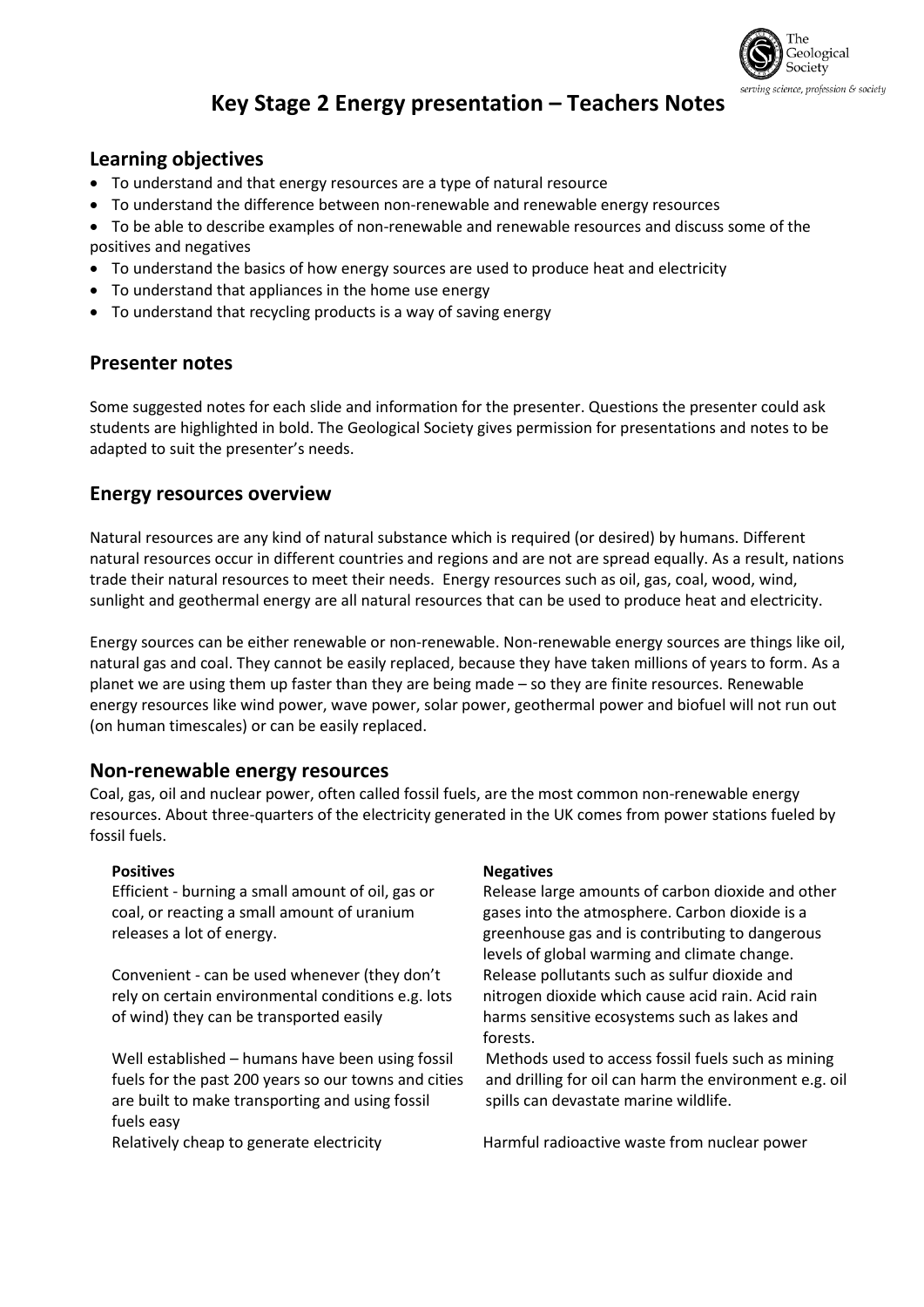# Key Stage 2 Energy presentation – Teachers Notes

## Learning objectives

- To understand and that energy resources are a type of natural resource
- To understand the difference between non-renewable and renewable energy resources
- To be able to describe examples of non-renewable and renewable resources and discuss some of the positives and negatives
- To understand the basics of how energy sources are used to produce heat and electricity
- To understand that appliances in the home use energy
- To understand that recycling products is a way of saving energy

## Presenter notes

Some suggested notes for each slide and information for the presenter. Questions the presenter could ask students are highlighted in bold. The Geological Society gives permission for presentations and notes to be adapted to suit the presenter's needs.

## Energy resources overview

Natural resources are any kind of natural substance which is required (or desired) by humans. Different natural resources occur in different countries and regions and are not are spread equally. As a result, nations trade their natural resources to meet their needs. Energy resources such as oil, gas, coal, wood, wind, sunlight and geothermal energy are all natural resources that can be used to produce heat and electricity.

Energy sources can be either renewable or non-renewable. Non-renewable energy sources are things like oil, natural gas and coal. They cannot be easily replaced, because they have taken millions of years to form. As a planet we are using them up faster than they are being made – so they are finite resources. Renewable energy resources like wind power, wave power, solar power, geothermal power and biofuel will not run out (on human timescales) or can be easily replaced.

## Non-renewable energy resources

Coal, gas, oil and nuclear power, often called fossil fuels, are the most common non-renewable energy resources. About three-quarters of the electricity generated in the UK comes from power stations fueled by fossil fuels.

| **Positives** | **Negatives** |
|---|---|
| Efficient - burning a small amount of oil, gas or coal, or reacting a small amount of uranium releases a lot of energy. | Release large amounts of carbon dioxide and other gases into the atmosphere. Carbon dioxide is a greenhouse gas and is contributing to dangerous levels of global warming and climate change. |
| Convenient - can be used whenever (they don't rely on certain environmental conditions e.g. lots of wind) they can be transported easily | Release pollutants such as sulfur dioxide and nitrogen dioxide which cause acid rain. Acid rain harms sensitive ecosystems such as lakes and forests. |
| Well established – humans have been using fossil fuels for the past 200 years so our towns and cities are built to make transporting and using fossil fuels easy | Methods used to access fossil fuels such as mining and drilling for oil can harm the environment e.g. oil spills can devastate marine wildlife. |
| Relatively cheap to generate electricity | Harmful radioactive waste from nuclear power |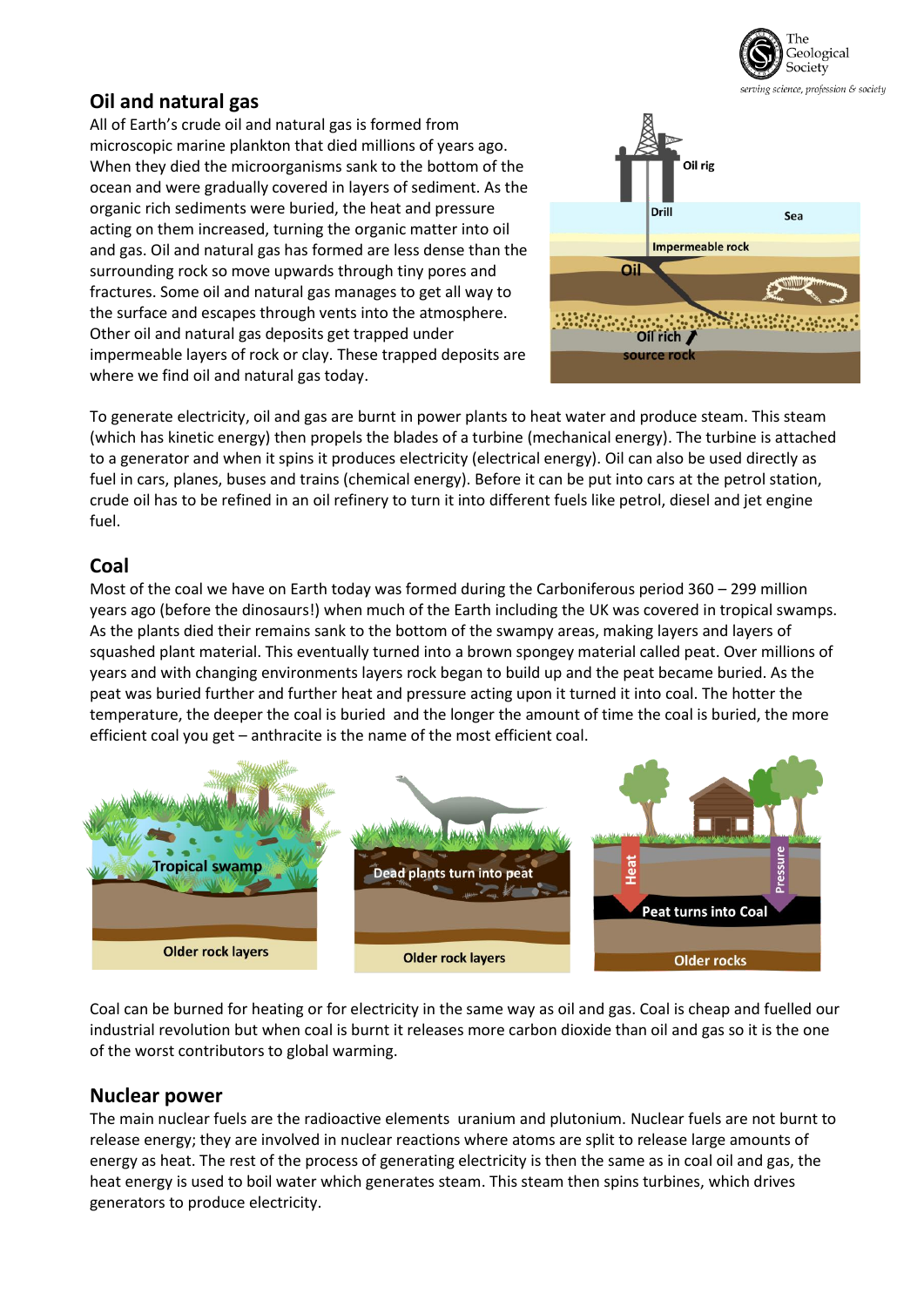## Oil and natural gas

All of Earth's crude oil and natural gas is formed from microscopic marine plankton that died millions of years ago. When they died the microorganisms sank to the bottom of the ocean and were gradually covered in layers of sediment. As the organic rich sediments were buried, the heat and pressure acting on them increased, turning the organic matter into oil and gas. Oil and natural gas has formed are less dense than the surrounding rock so move upwards through tiny pores and fractures. Some oil and natural gas manages to get all way to the surface and escapes through vents into the atmosphere. Other oil and natural gas deposits get trapped under impermeable layers of rock or clay. These trapped deposits are where we find oil and natural gas today.

To generate electricity, oil and gas are burnt in power plants to heat water and produce steam. This steam (which has kinetic energy) then propels the blades of a turbine (mechanical energy). The turbine is attached to a generator and when it spins it produces electricity (electrical energy). Oil can also be used directly as fuel in cars, planes, buses and trains (chemical energy). Before it can be put into cars at the petrol station, crude oil has to be refined in an oil refinery to turn it into different fuels like petrol, diesel and jet engine fuel.

## Coal

Most of the coal we have on Earth today was formed during the Carboniferous period 360 – 299 million years ago (before the dinosaurs!) when much of the Earth including the UK was covered in tropical swamps. As the plants died their remains sank to the bottom of the swampy areas, making layers and layers of squashed plant material. This eventually turned into a brown spongey material called peat. Over millions of years and with changing environments layers rock began to build up and the peat became buried. As the peat was buried further and further heat and pressure acting upon it turned it into coal. The hotter the temperature, the deeper the coal is buried and the longer the amount of time the coal is buried, the more efficient coal you get – anthracite is the name of the most efficient coal.

Coal can be burned for heating or for electricity in the same way as oil and gas. Coal is cheap and fuelled our industrial revolution but when coal is burnt it releases more carbon dioxide than oil and gas so it is the one of the worst contributors to global warming.

## Nuclear power

The main nuclear fuels are the radioactive elements uranium and plutonium. Nuclear fuels are not burnt to release energy; they are involved in nuclear reactions where atoms are split to release large amounts of energy as heat. The rest of the process of generating electricity is then the same as in coal oil and gas, the heat energy is used to boil water which generates steam. This steam then spins turbines, which drives generators to produce electricity.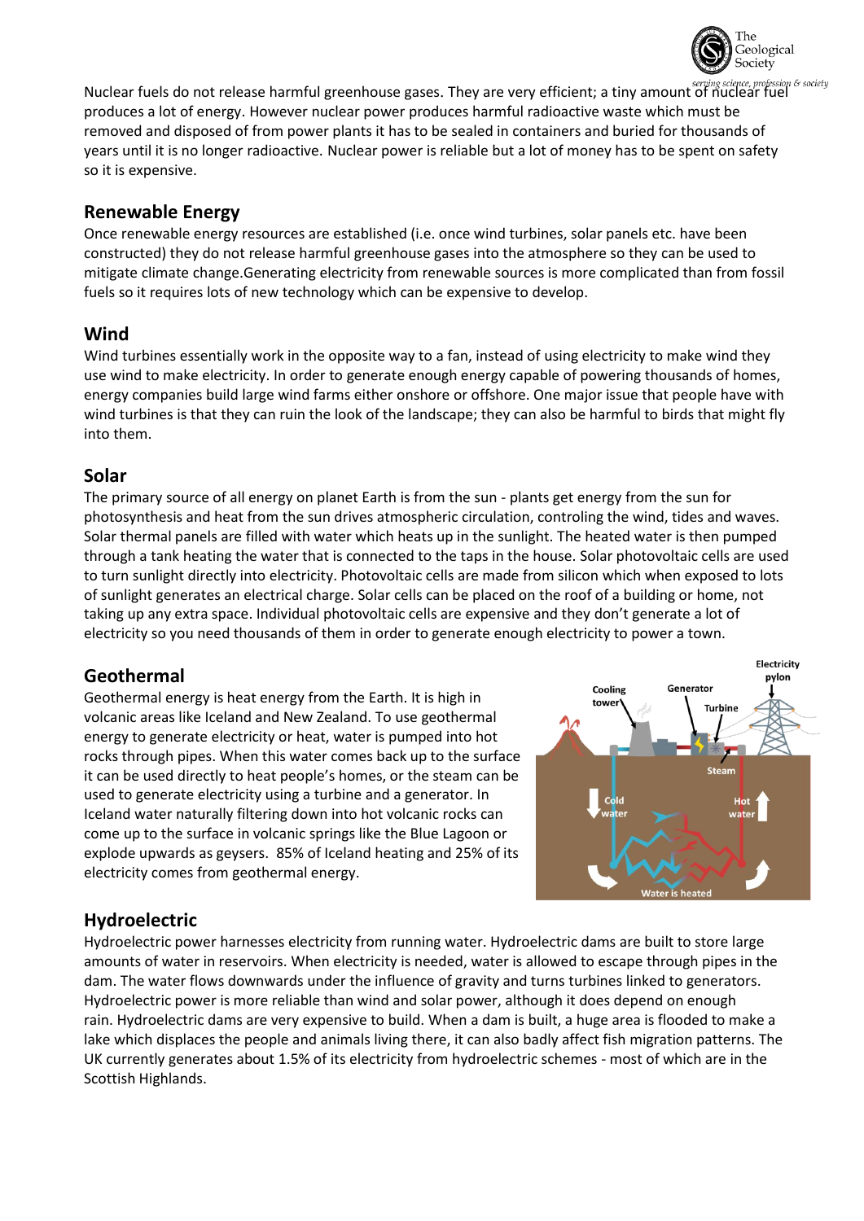Nuclear fuels do not release harmful greenhouse gases. They are very efficient; a tiny amount of nuclear fuel produces a lot of energy. However nuclear power produces harmful radioactive waste which must be removed and disposed of from power plants it has to be sealed in containers and buried for thousands of years until it is no longer radioactive. Nuclear power is reliable but a lot of money has to be spent on safety so it is expensive.

## Renewable Energy

Once renewable energy resources are established (i.e. once wind turbines, solar panels etc. have been constructed) they do not release harmful greenhouse gases into the atmosphere so they can be used to mitigate climate change.Generating electricity from renewable sources is more complicated than from fossil fuels so it requires lots of new technology which can be expensive to develop.

## Wind

Wind turbines essentially work in the opposite way to a fan, instead of using electricity to make wind they use wind to make electricity. In order to generate enough energy capable of powering thousands of homes, energy companies build large wind farms either onshore or offshore. One major issue that people have with wind turbines is that they can ruin the look of the landscape; they can also be harmful to birds that might fly into them.

## Solar

The primary source of all energy on planet Earth is from the sun - plants get energy from the sun for photosynthesis and heat from the sun drives atmospheric circulation, controling the wind, tides and waves. Solar thermal panels are filled with water which heats up in the sunlight. The heated water is then pumped through a tank heating the water that is connected to the taps in the house. Solar photovoltaic cells are used to turn sunlight directly into electricity. Photovoltaic cells are made from silicon which when exposed to lots of sunlight generates an electrical charge. Solar cells can be placed on the roof of a building or home, not taking up any extra space. Individual photovoltaic cells are expensive and they don't generate a lot of electricity so you need thousands of them in order to generate enough electricity to power a town.

## Geothermal

Geothermal energy is heat energy from the Earth. It is high in volcanic areas like Iceland and New Zealand. To use geothermal energy to generate electricity or heat, water is pumped into hot rocks through pipes. When this water comes back up to the surface it can be used directly to heat people's homes, or the steam can be used to generate electricity using a turbine and a generator. In Iceland water naturally filtering down into hot volcanic rocks can come up to the surface in volcanic springs like the Blue Lagoon or explode upwards as geysers. 85% of Iceland heating and 25% of its electricity comes from geothermal energy.

## Hydroelectric

Hydroelectric power harnesses electricity from running water. Hydroelectric dams are built to store large amounts of water in reservoirs. When electricity is needed, water is allowed to escape through pipes in the dam. The water flows downwards under the influence of gravity and turns turbines linked to generators. Hydroelectric power is more reliable than wind and solar power, although it does depend on enough rain. Hydroelectric dams are very expensive to build. When a dam is built, a huge area is flooded to make a lake which displaces the people and animals living there, it can also badly affect fish migration patterns. The UK currently generates about 1.5% of its electricity from hydroelectric schemes - most of which are in the Scottish Highlands.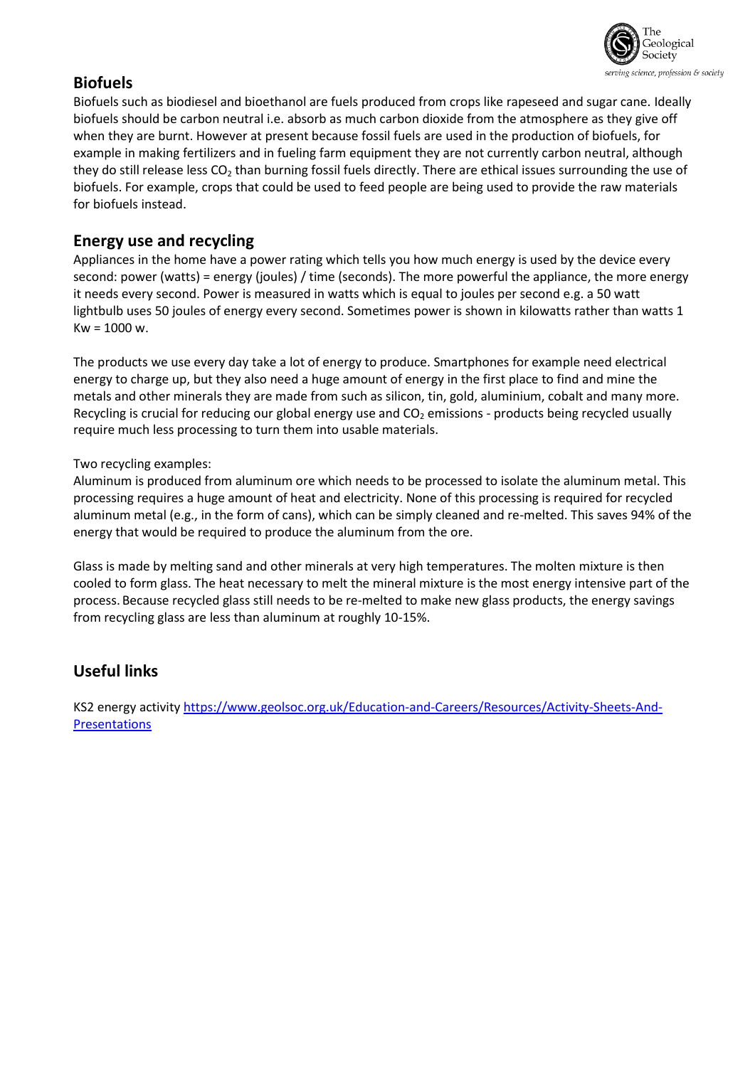## Biofuels

Biofuels such as biodiesel and bioethanol are fuels produced from crops like rapeseed and sugar cane. Ideally biofuels should be carbon neutral i.e. absorb as much carbon dioxide from the atmosphere as they give off when they are burnt. However at present because fossil fuels are used in the production of biofuels, for example in making fertilizers and in fueling farm equipment they are not currently carbon neutral, although they do still release less $CO_2$ than burning fossil fuels directly. There are ethical issues surrounding the use of biofuels. For example, crops that could be used to feed people are being used to provide the raw materials for biofuels instead.

## Energy use and recycling

Appliances in the home have a power rating which tells you how much energy is used by the device every second: power (watts) = energy (joules) / time (seconds). The more powerful the appliance, the more energy it needs every second. Power is measured in watts which is equal to joules per second e.g. a 50 watt lightbulb uses 50 joules of energy every second. Sometimes power is shown in kilowatts rather than watts 1 Kw = 1000 w.

The products we use every day take a lot of energy to produce. Smartphones for example need electrical energy to charge up, but they also need a huge amount of energy in the first place to find and mine the metals and other minerals they are made from such as silicon, tin, gold, aluminium, cobalt and many more. Recycling is crucial for reducing our global energy use and $CO_2$ emissions - products being recycled usually require much less processing to turn them into usable materials.

Two recycling examples:

Aluminum is produced from aluminum ore which needs to be processed to isolate the aluminum metal. This processing requires a huge amount of heat and electricity. None of this processing is required for recycled aluminum metal (e.g., in the form of cans), which can be simply cleaned and re-melted. This saves 94% of the energy that would be required to produce the aluminum from the ore.

Glass is made by melting sand and other minerals at very high temperatures. The molten mixture is then cooled to form glass. The heat necessary to melt the mineral mixture is the most energy intensive part of the process. Because recycled glass still needs to be re-melted to make new glass products, the energy savings from recycling glass are less than aluminum at roughly 10-15%.

## Useful links

KS2 energy activity [https://www.geolsoc.org.uk/Education-and-Careers/Resources/Activity-Sheets-And-Presentations](https://www.geolsoc.org.uk/Education-and-Careers/Resources/Activity-Sheets-And-Presentations)